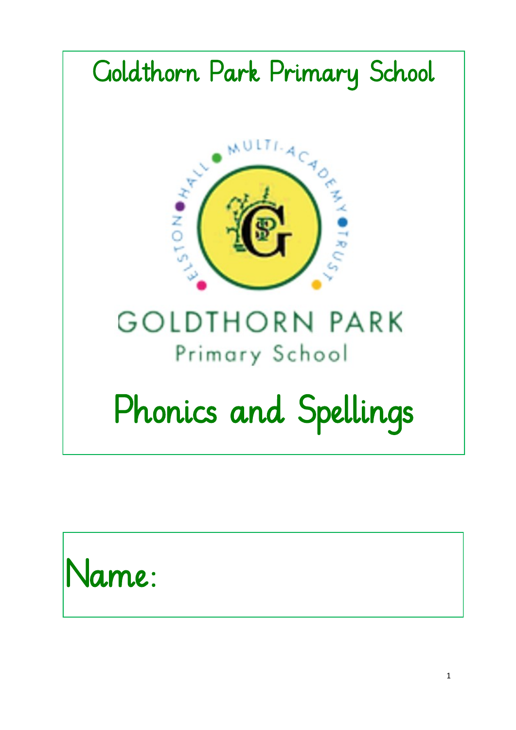# Goldthorn Park Primary School

# Phonics and Spellings

Name: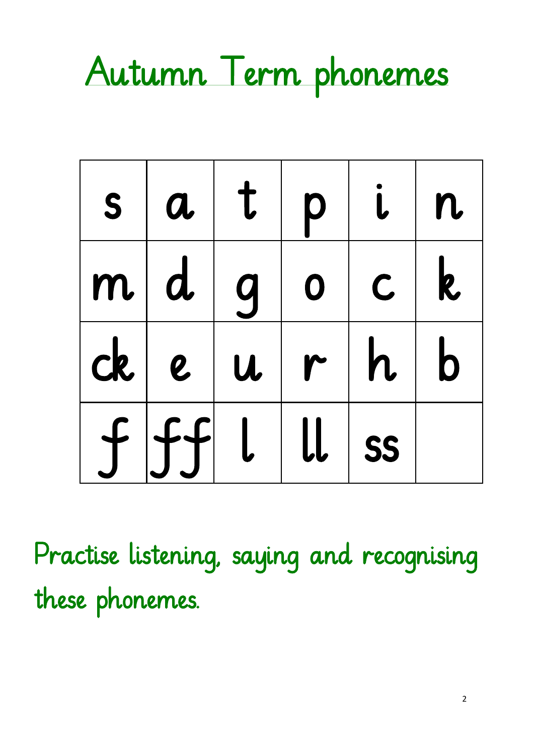# Autumn Term phonemes

| s | a | t | p | i | n |
|---|---|---|---|---|---|
| m | d | g | o | c | k |
| ck | e | u | r | h | b |
| f | ff | l | ll | ss | |

Practise listening, saying and recognising these phonemes.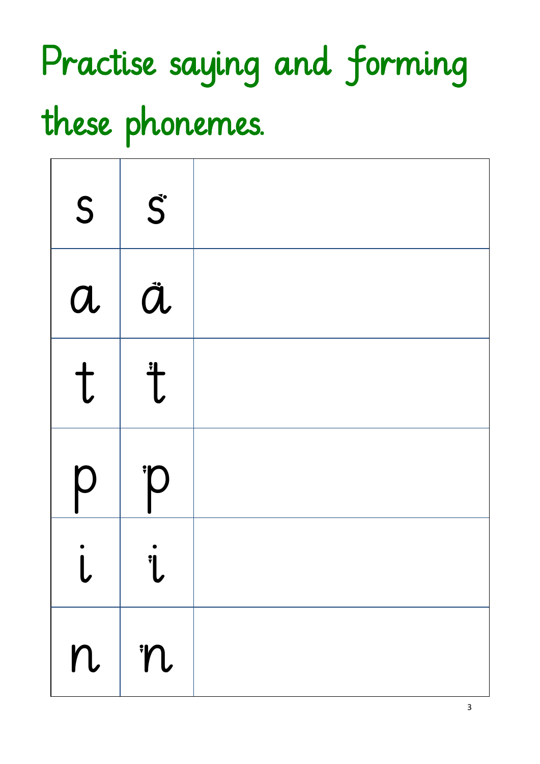# Practise saying and forming these phonemes.

| s | s | |
|---|---|---|
| a | a | |
| t | t | |
| p | p | |
| i | i | |
| n | n | |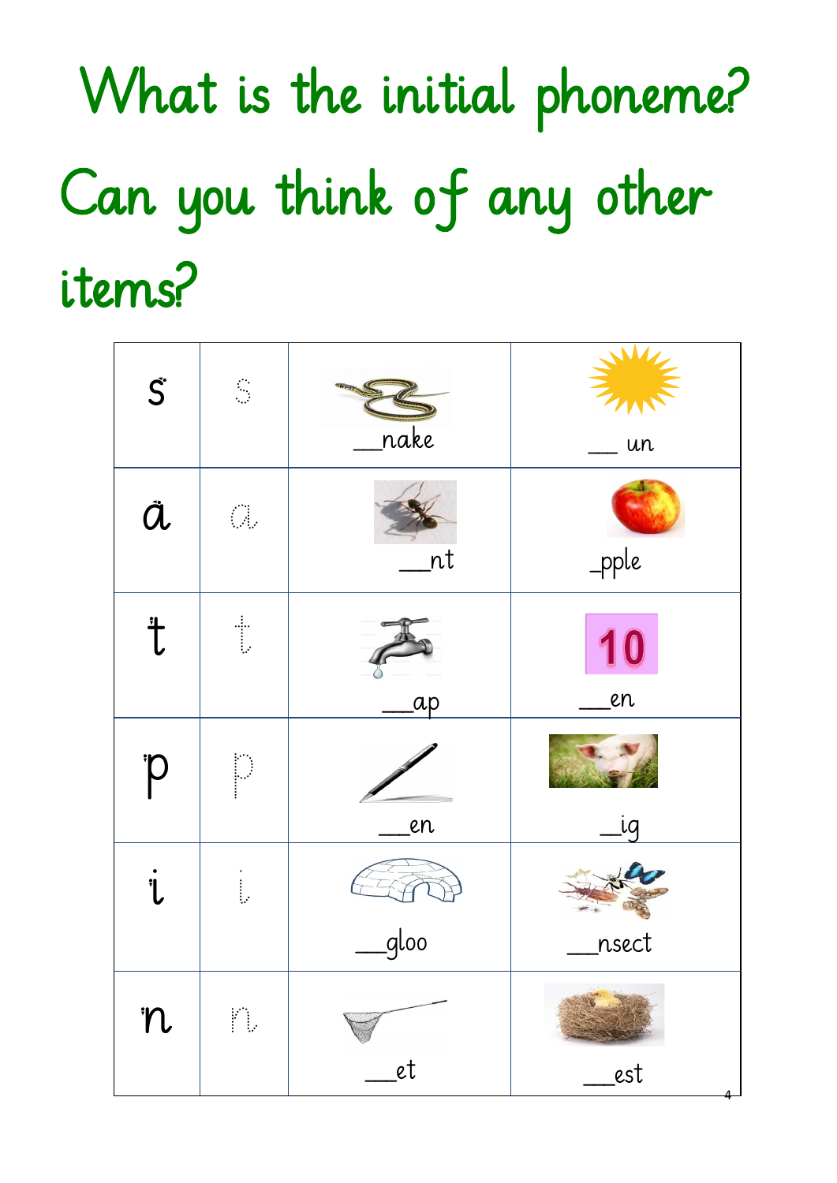# What is the initial phoneme?

# Can you think of any other items?

| s | s | __nake | __ un |
|---|---|---|---|
| a | a | __nt | _pple |
| t | t | __ap | 10<br>__en |
| p | p | __en | _ig |
| i | i | __gloo | __nsect |
| n | n | __et | __est |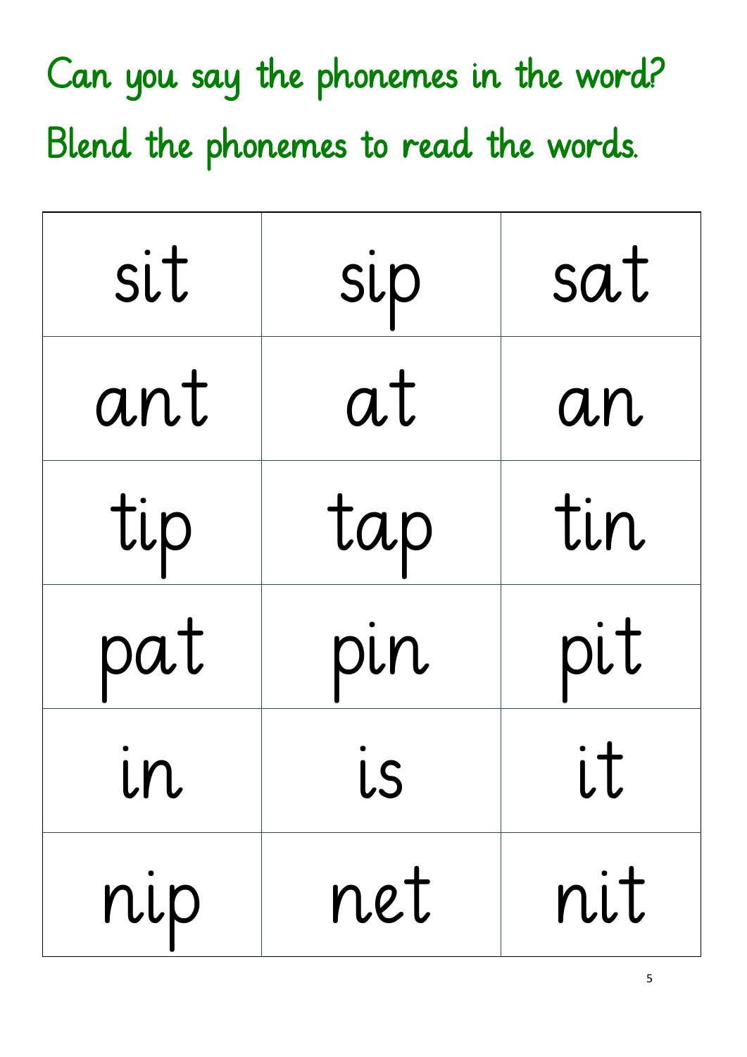Can you say the phonemes in the word?

Blend the phonemes to read the words.

| | | |
|---|---|---|
| sit | sip | sat |
| ant | at | an |
| tip | tap | tin |
| pat | pin | pit |
| in | is | it |
| nip | net | nit |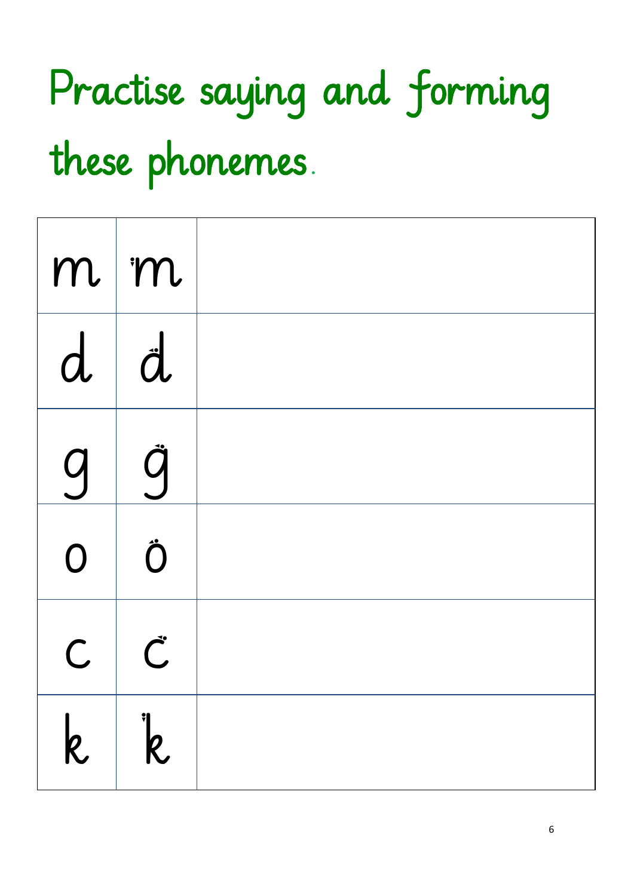# Practise saying and forming these phonemes.

| | | |
|---|---|---|
| m | m | |
| d | d | |
| g | g | |
| o | o | |
| c | c | |
| k | k | |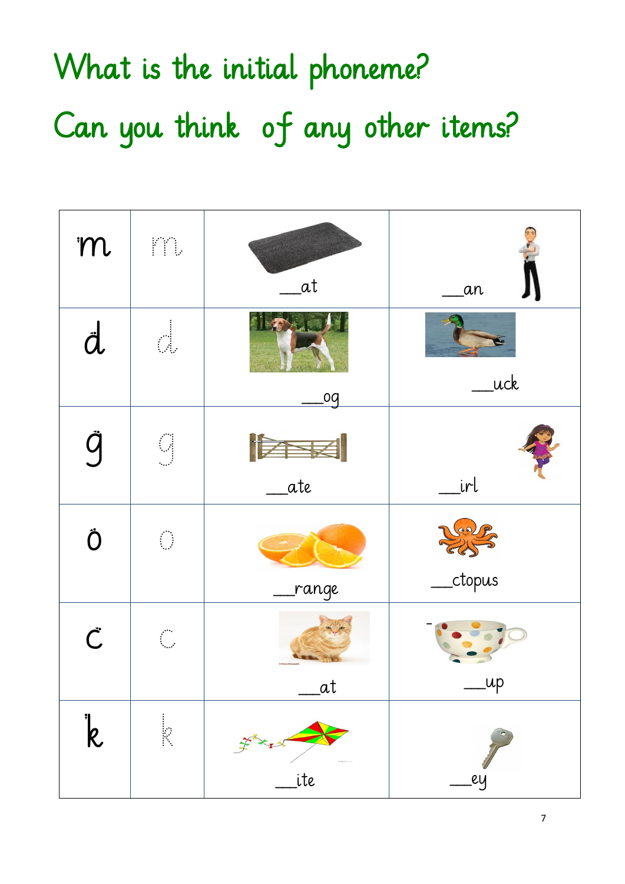# What is the initial phoneme?

# Can you think of any other items?

| | | | |
|---|---|---|---|
| m | m | ___at | ___an |
| d | d | ___og | ___uck |
| g | g | ___ate | ___irl |
| o | o | ___range | ___ctopus |
| c | c | ___at | ___up |
| k | k | ___ite | ___ey |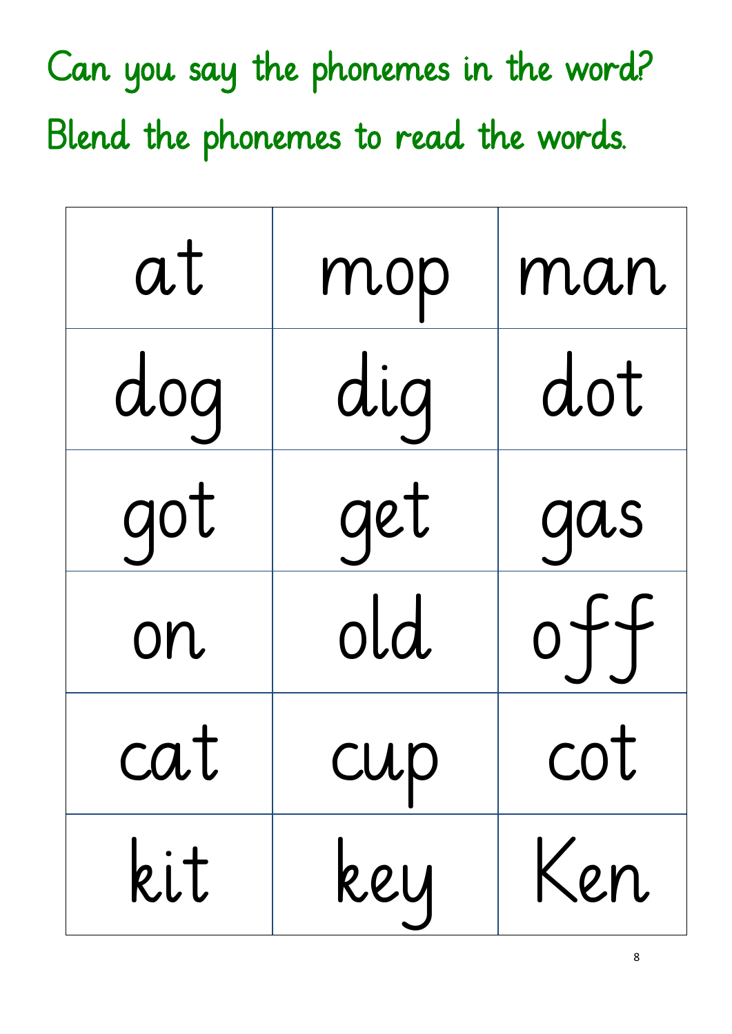Can you say the phonemes in the word?

Blend the phonemes to read the words.

| at | mop | man |
| --- | --- | --- |
| dog | dig | dot |
| got | get | gas |
| on | old | off |
| cat | cup | cot |
| kit | key | Ken |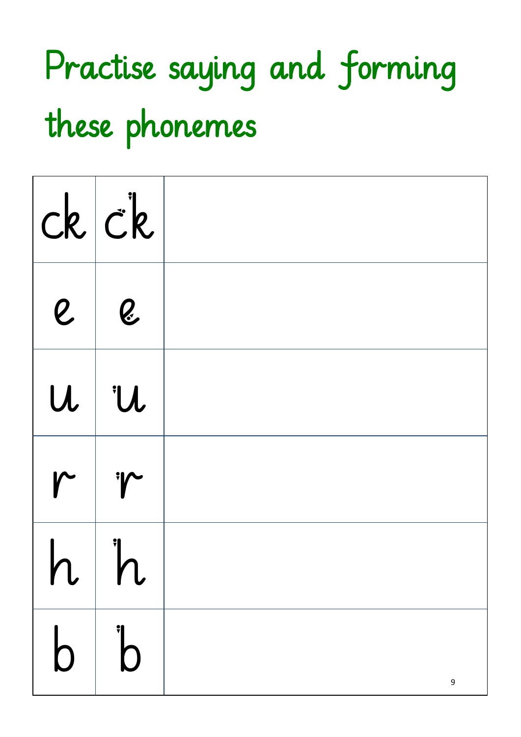# Practise saying and forming these phonemes

| | | |
|---|---|---|
| ck | ck | |
| e | e | |
| u | u | |
| r | r | |
| h | h | |
| b | b | |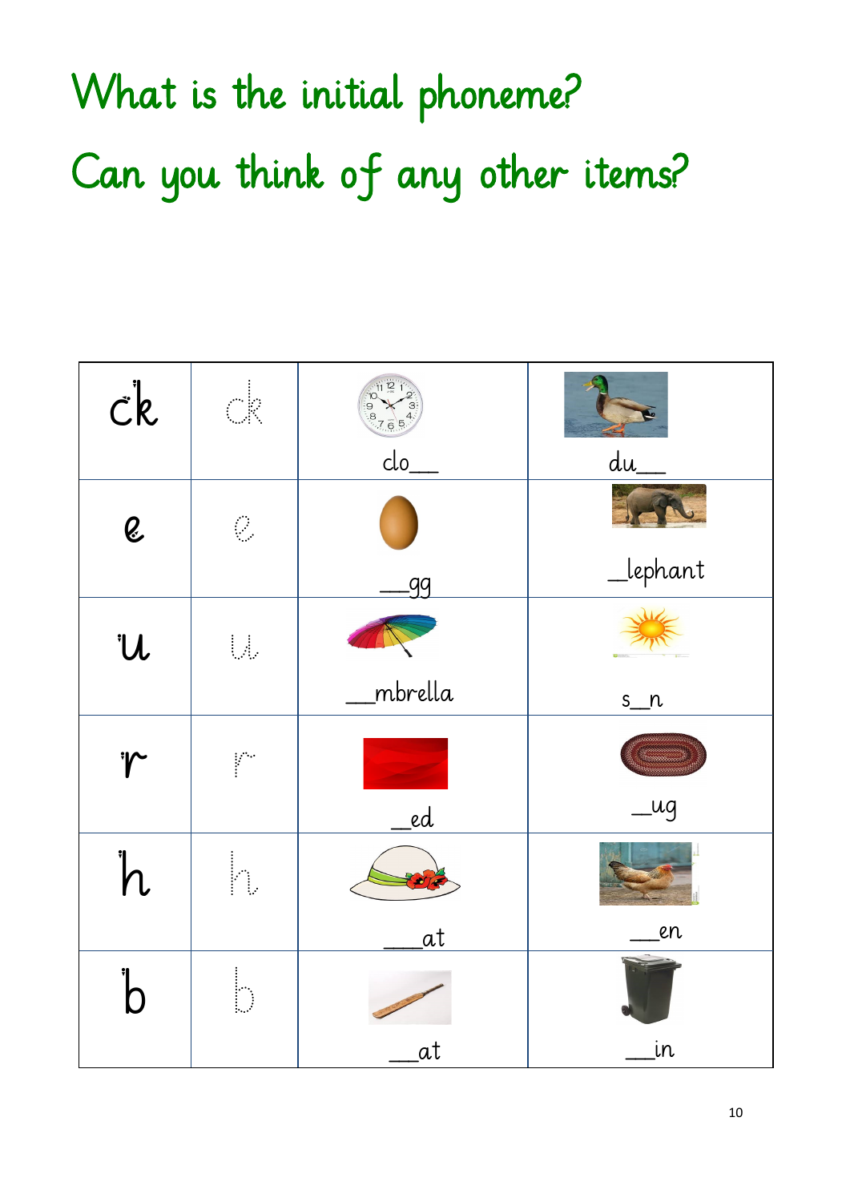# What is the initial phoneme?

# Can you think of any other items?

| | | | |
|---|---|---|---|
| ck | ck | clo__ | du__ |
| e | e | __gg | _lephant |
| u | u | __mbrella | s_n |
| r | r | __ed | _ug |
| h | h | ___at | ___en |
| b | b | ___at | ___in |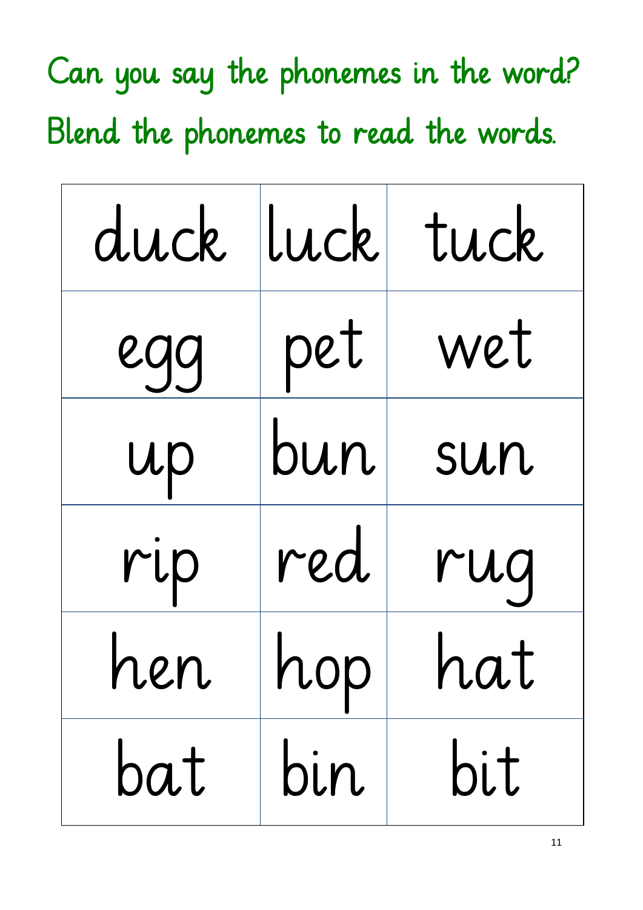Can you say the phonemes in the word?

Blend the phonemes to read the words.

| duck | luck | tuck |
|---|---|---|
| egg | pet | wet |
| up | bun | sun |
| rip | red | rug |
| hen | hop | hat |
| bat | bin | bit |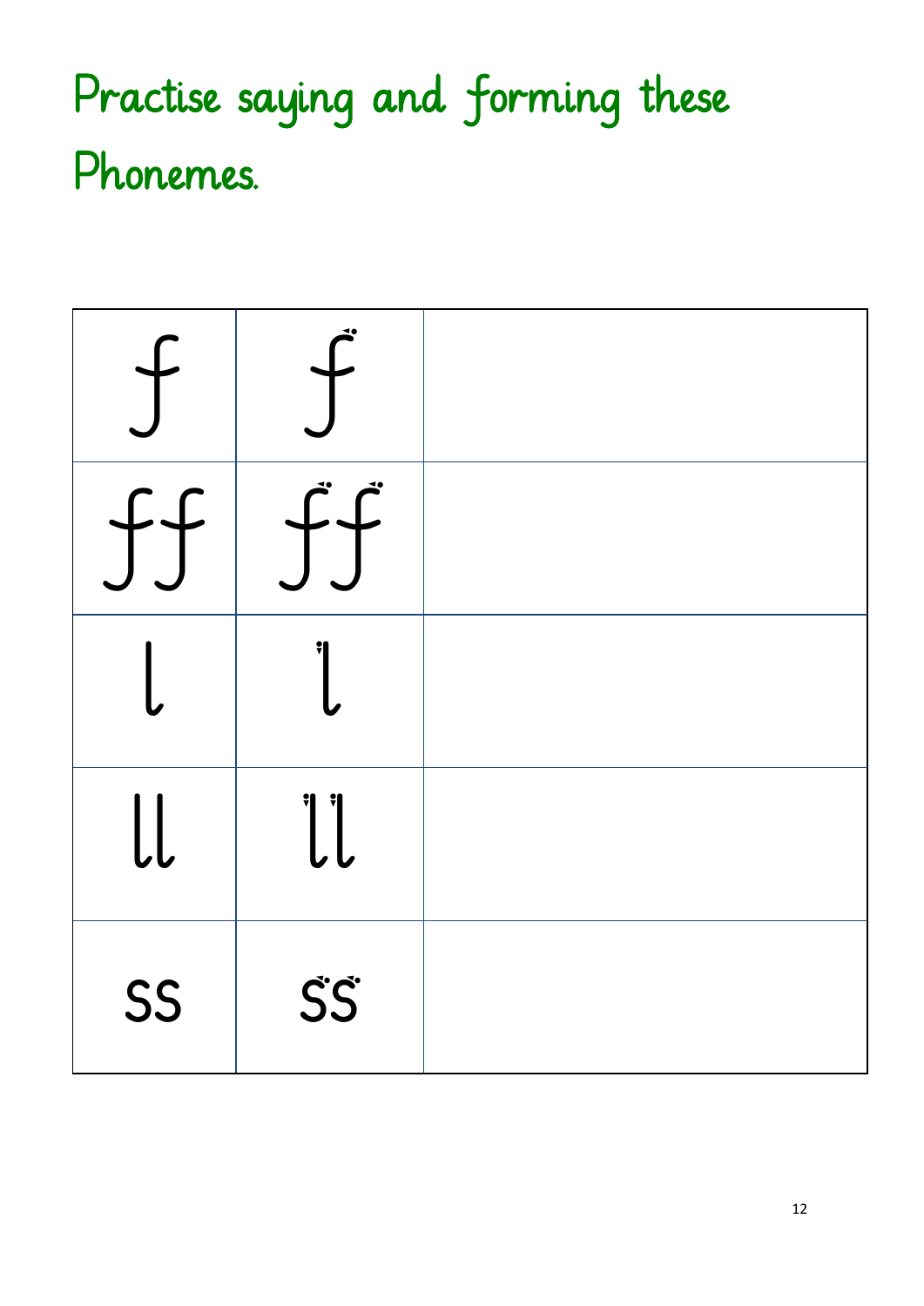# Practise saying and forming these Phonemes.

| | | |
|---|---|---|
| f | f | |
| ff | ff | |
| l | l | |
| ll | ll | |
| ss | ss | |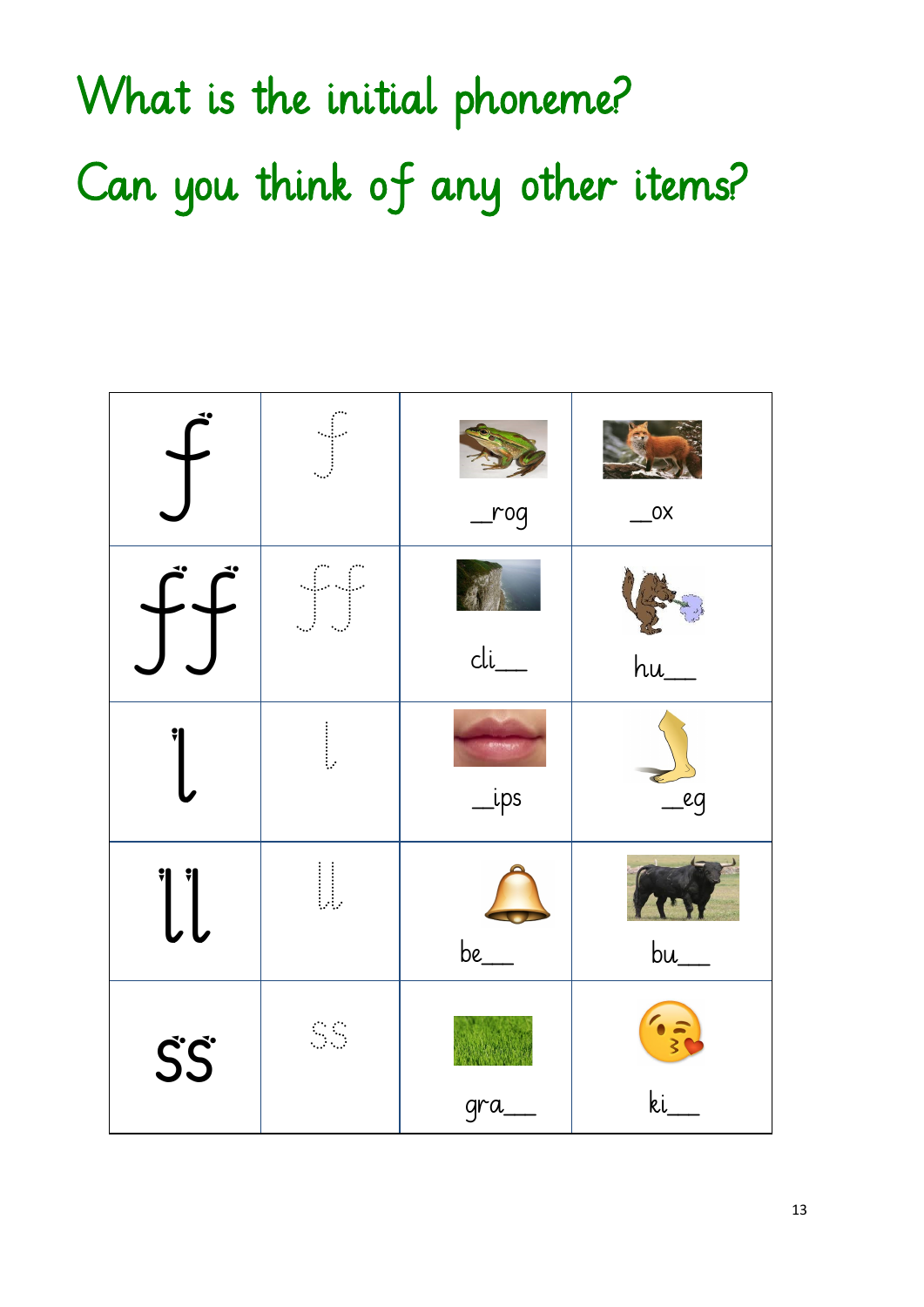# What is the initial phoneme?

# Can you think of any other items?

| f | f | _rog | _ox |
|---|---|---|---|
| ff | ff | cli__ | hu__ |
| l | l | _ips | _eg |
| ll | ll | be__ | bu__ |
| ss | ss | gra__ | ki__ |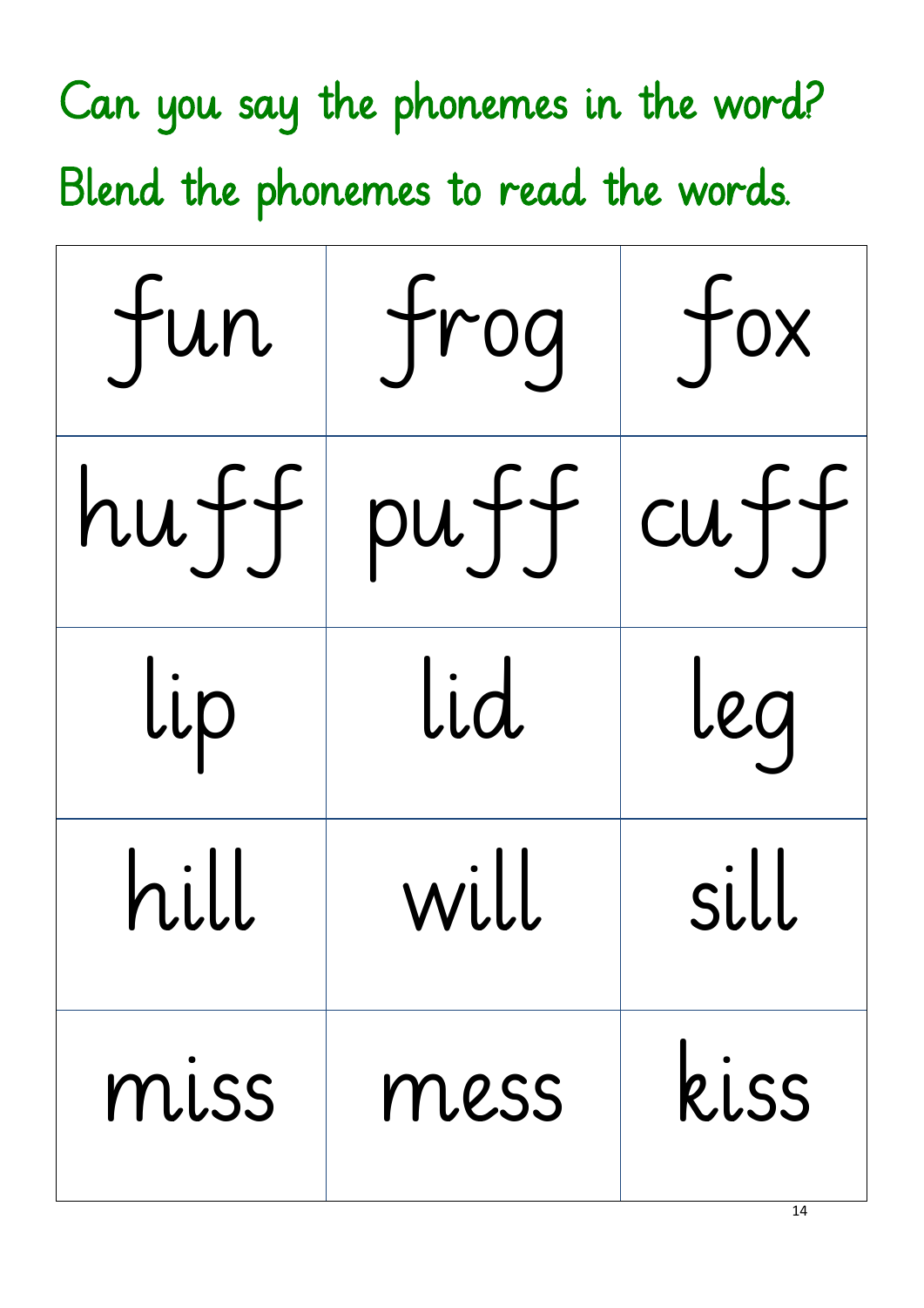Can you say the phonemes in the word?

Blend the phonemes to read the words.

| fun | frog | fox |
|---|---|---|
| huff | puff | cuff |
| lip | lid | leg |
| hill | will | sill |
| miss | mess | kiss |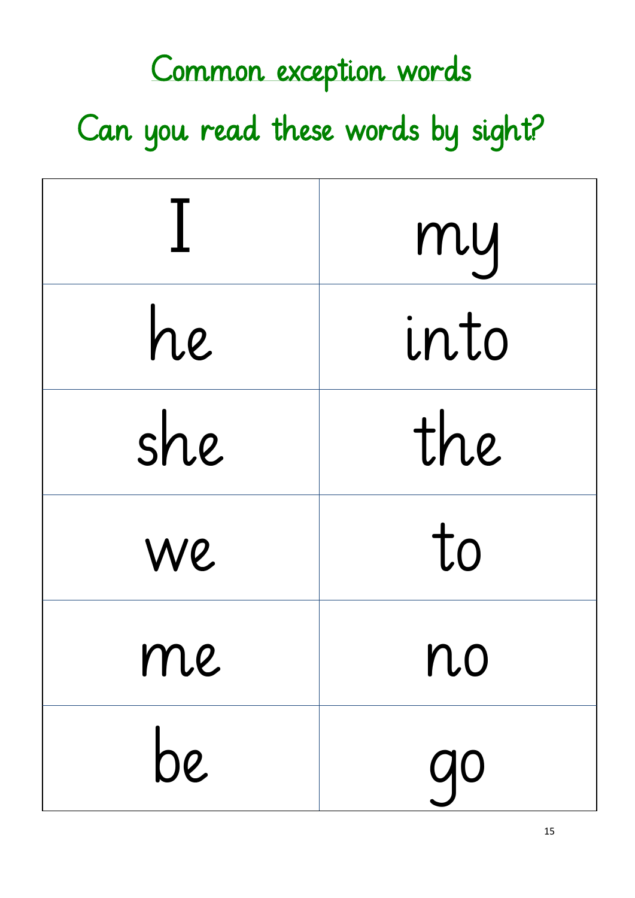# Common exception words

## Can you read these words by sight?

| | |
|---|---|
| I | my |
| he | into |
| she | the |
| we | to |
| me | no |
| be | go |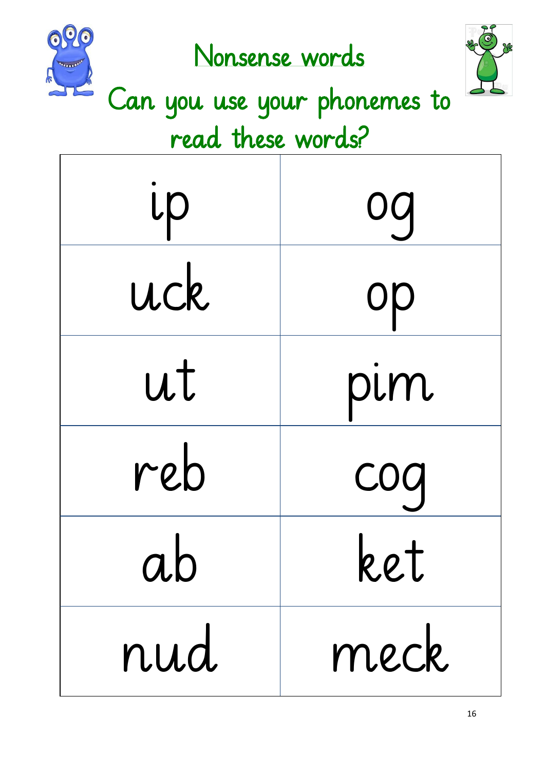# Nonsense words

## Can you use your phonemes to read these words?

| | |
|---|---|
| ip | og |
| uck | op |
| ut | pim |
| reb | cog |
| ab | ket |
| nud | meck |